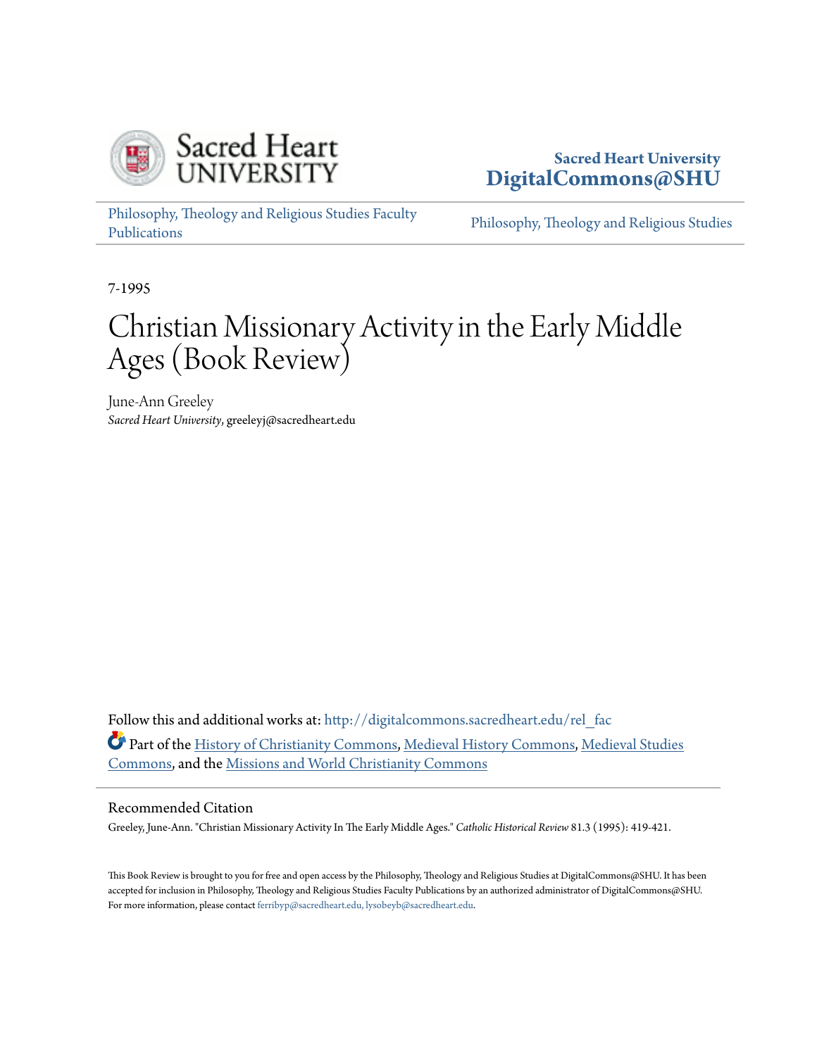Sacred Heart University
DigitalCommons@SHU

Philosophy, Theology and Religious Studies Faculty Publications

Philosophy, Theology and Religious Studies

7-1995

# Christian Missionary Activity in the Early Middle Ages (Book Review)

June-Ann Greeley
*Sacred Heart University*, greeleyj@sacredheart.edu

Follow this and additional works at: http://digitalcommons.sacredheart.edu/rel_fac

Part of the History of Christianity Commons, Medieval History Commons, Medieval Studies Commons, and the Missions and World Christianity Commons

## Recommended Citation

Greeley, June-Ann. "Christian Missionary Activity In The Early Middle Ages." *Catholic Historical Review* 81.3 (1995): 419-421.

This Book Review is brought to you for free and open access by the Philosophy, Theology and Religious Studies at DigitalCommons@SHU. It has been accepted for inclusion in Philosophy, Theology and Religious Studies Faculty Publications by an authorized administrator of DigitalCommons@SHU. For more information, please contact ferribyp@sacredheart.edu, lysobeyb@sacredheart.edu.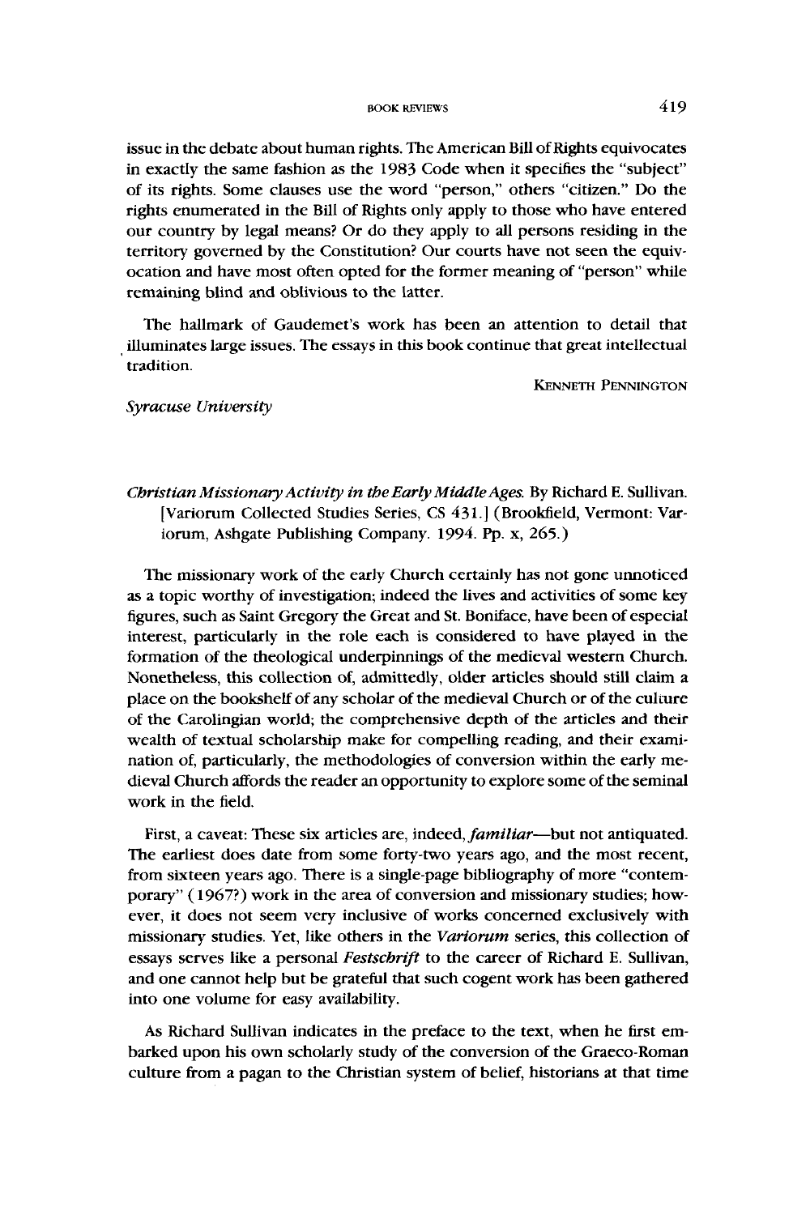issue in the debate about human rights. The American Bill of Rights equivocates in exactly the same fashion as the 1983 Code when it specifies the "subject" of its rights. Some clauses use the word "person," others "citizen." Do the rights enumerated in the Bill of Rights only apply to those who have entered our country by legal means? Or do they apply to all persons residing in the territory governed by the Constitution? Our courts have not seen the equivocation and have most often opted for the former meaning of "person" while remaining blind and oblivious to the latter.

The hallmark of Gaudemet's work has been an attention to detail that illuminates large issues. The essays in this book continue that great intellectual tradition.

KENNETH PENNINGTON

*Syracuse University*

*Christian Missionary Activity in the Early Middle Ages.* By Richard E. Sullivan. [Variorum Collected Studies Series, CS 431.] (Brookfield, Vermont: Variorum, Ashgate Publishing Company. 1994. Pp. x, 265.)

The missionary work of the early Church certainly has not gone unnoticed as a topic worthy of investigation; indeed the lives and activities of some key figures, such as Saint Gregory the Great and St. Boniface, have been of especial interest, particularly in the role each is considered to have played in the formation of the theological underpinnings of the medieval western Church. Nonetheless, this collection of, admittedly, older articles should still claim a place on the bookshelf of any scholar of the medieval Church or of the culture of the Carolingian world; the comprehensive depth of the articles and their wealth of textual scholarship make for compelling reading, and their examination of, particularly, the methodologies of conversion within the early medieval Church affords the reader an opportunity to explore some of the seminal work in the field.

First, a caveat: These six articles are, indeed, *familiar*—but not antiquated. The earliest does date from some forty-two years ago, and the most recent, from sixteen years ago. There is a single-page bibliography of more "contemporary" (1967?) work in the area of conversion and missionary studies; however, it does not seem very inclusive of works concerned exclusively with missionary studies. Yet, like others in the *Variorum* series, this collection of essays serves like a personal *Festschrift* to the career of Richard E. Sullivan, and one cannot help but be grateful that such cogent work has been gathered into one volume for easy availability.

As Richard Sullivan indicates in the preface to the text, when he first embarked upon his own scholarly study of the conversion of the Graeco-Roman culture from a pagan to the Christian system of belief, historians at that time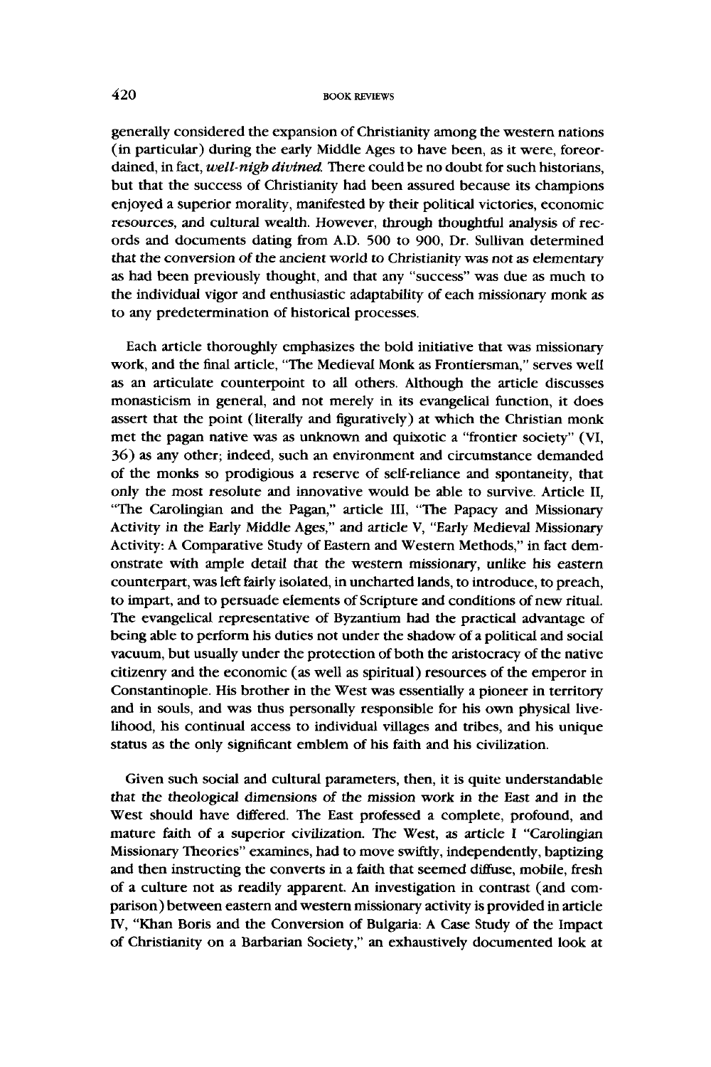generally considered the expansion of Christianity among the western nations (in particular) during the early Middle Ages to have been, as it were, foreordained, in fact, *well-nigh divined*. There could be no doubt for such historians, but that the success of Christianity had been assured because its champions enjoyed a superior morality, manifested by their political victories, economic resources, and cultural wealth. However, through thoughtful analysis of records and documents dating from A.D. 500 to 900, Dr. Sullivan determined that the conversion of the ancient world to Christianity was not as elementary as had been previously thought, and that any "success" was due as much to the individual vigor and enthusiastic adaptability of each missionary monk as to any predetermination of historical processes.

Each article thoroughly emphasizes the bold initiative that was missionary work, and the final article, "The Medieval Monk as Frontiersman," serves well as an articulate counterpoint to all others. Although the article discusses monasticism in general, and not merely in its evangelical function, it does assert that the point (literally and figuratively) at which the Christian monk met the pagan native was as unknown and quixotic a "frontier society" (VI, 36) as any other; indeed, such an environment and circumstance demanded of the monks so prodigious a reserve of self-reliance and spontaneity, that only the most resolute and innovative would be able to survive. Article II, "The Carolingian and the Pagan," article III, "The Papacy and Missionary Activity in the Early Middle Ages," and article V, "Early Medieval Missionary Activity: A Comparative Study of Eastern and Western Methods," in fact demonstrate with ample detail that the western missionary, unlike his eastern counterpart, was left fairly isolated, in uncharted lands, to introduce, to preach, to impart, and to persuade elements of Scripture and conditions of new ritual. The evangelical representative of Byzantium had the practical advantage of being able to perform his duties not under the shadow of a political and social vacuum, but usually under the protection of both the aristocracy of the native citizenry and the economic (as well as spiritual) resources of the emperor in Constantinople. His brother in the West was essentially a pioneer in territory and in souls, and was thus personally responsible for his own physical livelihood, his continual access to individual villages and tribes, and his unique status as the only significant emblem of his faith and his civilization.

Given such social and cultural parameters, then, it is quite understandable that the theological dimensions of the mission work in the East and in the West should have differed. The East professed a complete, profound, and mature faith of a superior civilization. The West, as article I "Carolingian Missionary Theories" examines, had to move swiftly, independently, baptizing and then instructing the converts in a faith that seemed diffuse, mobile, fresh of a culture not as readily apparent. An investigation in contrast (and comparison) between eastern and western missionary activity is provided in article IV, "Khan Boris and the Conversion of Bulgaria: A Case Study of the Impact of Christianity on a Barbarian Society," an exhaustively documented look at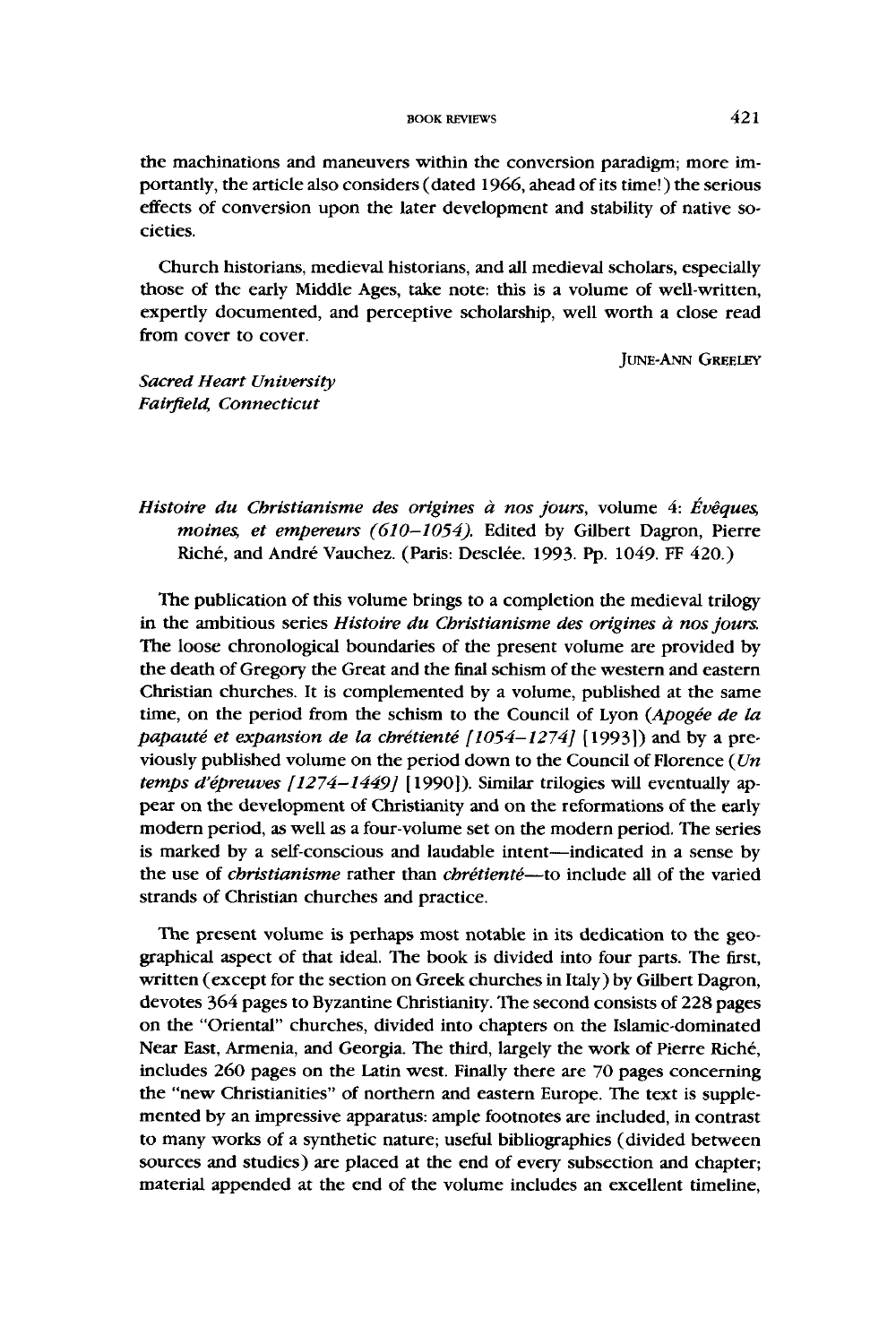the machinations and maneuvers within the conversion paradigm; more importantly, the article also considers (dated 1966, ahead of its time!) the serious effects of conversion upon the later development and stability of native societies.

Church historians, medieval historians, and all medieval scholars, especially those of the early Middle Ages, take note: this is a volume of well-written, expertly documented, and perceptive scholarship, well worth a close read from cover to cover.

JUNE-ANN GREELEY

*Sacred Heart University*
*Fairfield, Connecticut*

*Histoire du Christianisme des origines à nos jours*, volume 4: *Évêques, moines, et empereurs (610–1054).* Edited by Gilbert Dagron, Pierre Riché, and André Vauchez. (Paris: Desclée. 1993. Pp. 1049. FF 420.)

The publication of this volume brings to a completion the medieval trilogy in the ambitious series *Histoire du Christianisme des origines à nos jours.* The loose chronological boundaries of the present volume are provided by the death of Gregory the Great and the final schism of the western and eastern Christian churches. It is complemented by a volume, published at the same time, on the period from the schism to the Council of Lyon (*Apogée de la papauté et expansion de la chrétienté [1054–1274]* [1993]) and by a previously published volume on the period down to the Council of Florence (*Un temps d'épreuves [1274–1449]* [1990]). Similar trilogies will eventually appear on the development of Christianity and on the reformations of the early modern period, as well as a four-volume set on the modern period. The series is marked by a self-conscious and laudable intent—indicated in a sense by the use of *christianisme* rather than *chrétienté*—to include all of the varied strands of Christian churches and practice.

The present volume is perhaps most notable in its dedication to the geographical aspect of that ideal. The book is divided into four parts. The first, written (except for the section on Greek churches in Italy) by Gilbert Dagron, devotes 364 pages to Byzantine Christianity. The second consists of 228 pages on the "Oriental" churches, divided into chapters on the Islamic-dominated Near East, Armenia, and Georgia. The third, largely the work of Pierre Riché, includes 260 pages on the Latin west. Finally there are 70 pages concerning the "new Christianities" of northern and eastern Europe. The text is supplemented by an impressive apparatus: ample footnotes are included, in contrast to many works of a synthetic nature; useful bibliographies (divided between sources and studies) are placed at the end of every subsection and chapter; material appended at the end of the volume includes an excellent timeline,